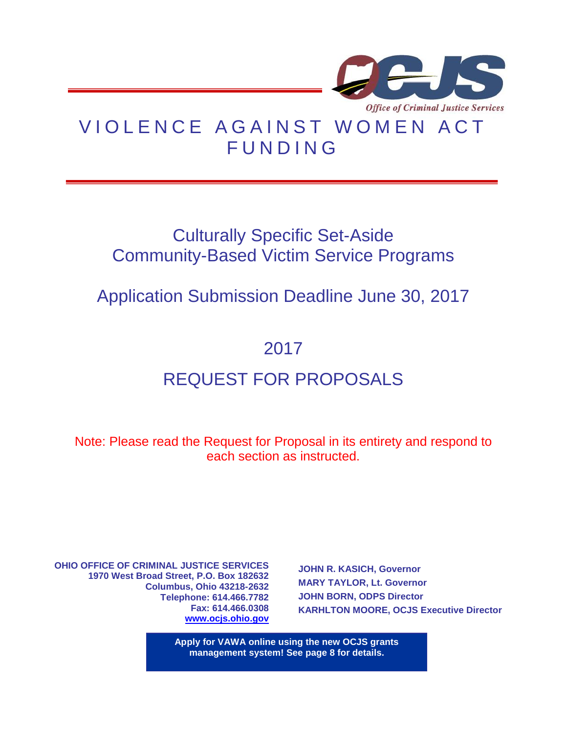Office of Criminal Justice Services

# VIOLENCE AGAINST WOMEN ACT FUNDING

## Culturally Specific Set-Aside
## Community-Based Victim Service Programs

## Application Submission Deadline June 30, 2017

## 2017

## REQUEST FOR PROPOSALS

Note: Please read the Request for Proposal in its entirety and respond to each section as instructed.

**OHIO OFFICE OF CRIMINAL JUSTICE SERVICES**
**1970 West Broad Street, P.O. Box 182632**
**Columbus, Ohio 43218-2632**
**Telephone: 614.466.7782**
**Fax: 614.466.0308**
**www.ocjs.ohio.gov**

**JOHN R. KASICH, Governor**
**MARY TAYLOR, Lt. Governor**
**JOHN BORN, ODPS Director**
**KARHLTON MOORE, OCJS Executive Director**

**Apply for VAWA online using the new OCJS grants management system! See page 8 for details.**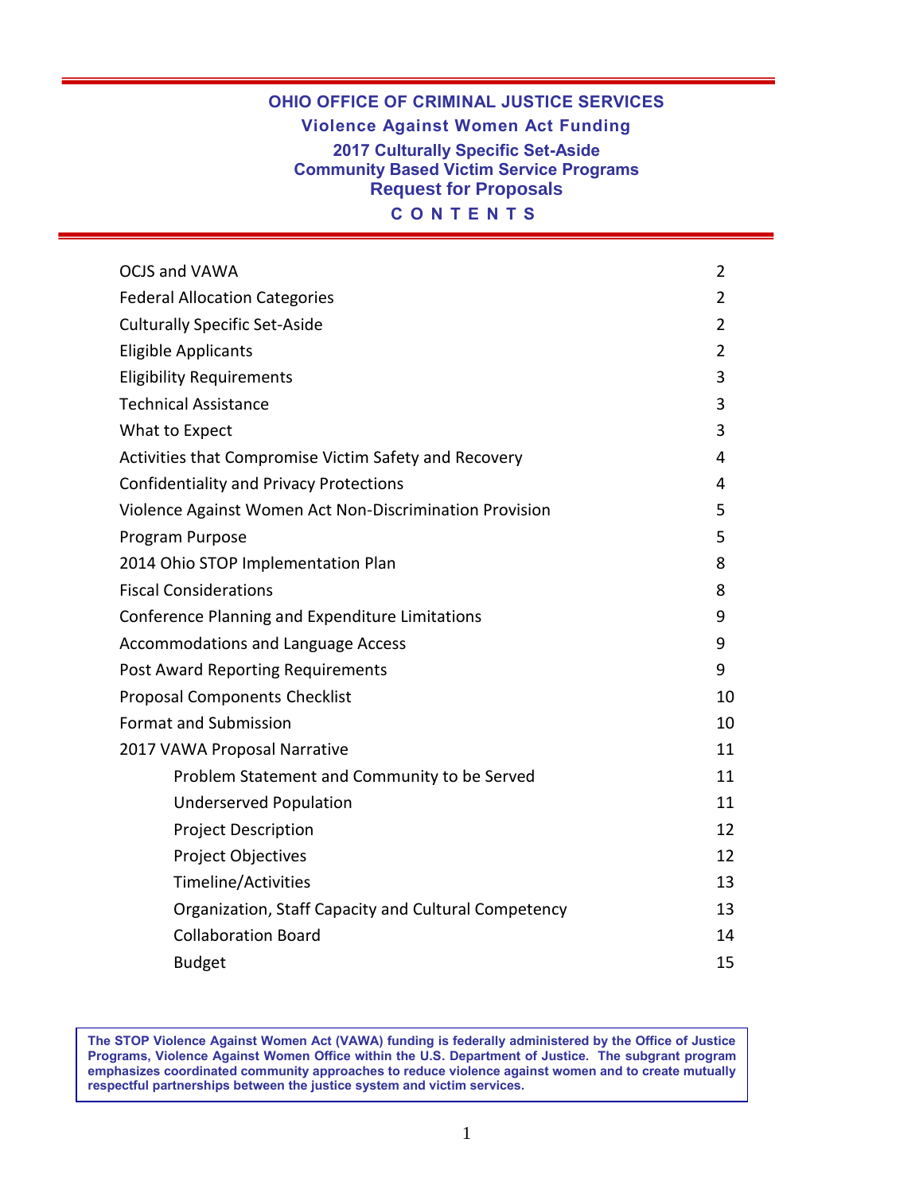# OHIO OFFICE OF CRIMINAL JUSTICE SERVICES

## Violence Against Women Act Funding

## 2017 Culturally Specific Set-Aside
## Community Based Victim Service Programs
## Request for Proposals

## C O N T E N T S

| | |
|---|---|
| OCJS and VAWA | 2 |
| Federal Allocation Categories | 2 |
| Culturally Specific Set-Aside | 2 |
| Eligible Applicants | 2 |
| Eligibility Requirements | 3 |
| Technical Assistance | 3 |
| What to Expect | 3 |
| Activities that Compromise Victim Safety and Recovery | 4 |
| Confidentiality and Privacy Protections | 4 |
| Violence Against Women Act Non-Discrimination Provision | 5 |
| Program Purpose | 5 |
| 2014 Ohio STOP Implementation Plan | 8 |
| Fiscal Considerations | 8 |
| Conference Planning and Expenditure Limitations | 9 |
| Accommodations and Language Access | 9 |
| Post Award Reporting Requirements | 9 |
| Proposal Components Checklist | 10 |
| Format and Submission | 10 |
| 2017 VAWA Proposal Narrative | 11 |
| &nbsp;&nbsp;&nbsp;&nbsp;Problem Statement and Community to be Served | 11 |
| &nbsp;&nbsp;&nbsp;&nbsp;Underserved Population | 11 |
| &nbsp;&nbsp;&nbsp;&nbsp;Project Description | 12 |
| &nbsp;&nbsp;&nbsp;&nbsp;Project Objectives | 12 |
| &nbsp;&nbsp;&nbsp;&nbsp;Timeline/Activities | 13 |
| &nbsp;&nbsp;&nbsp;&nbsp;Organization, Staff Capacity and Cultural Competency | 13 |
| &nbsp;&nbsp;&nbsp;&nbsp;Collaboration Board | 14 |
| &nbsp;&nbsp;&nbsp;&nbsp;Budget | 15 |

**The STOP Violence Against Women Act (VAWA) funding is federally administered by the Office of Justice Programs, Violence Against Women Office within the U.S. Department of Justice. The subgrant program emphasizes coordinated community approaches to reduce violence against women and to create mutually respectful partnerships between the justice system and victim services.**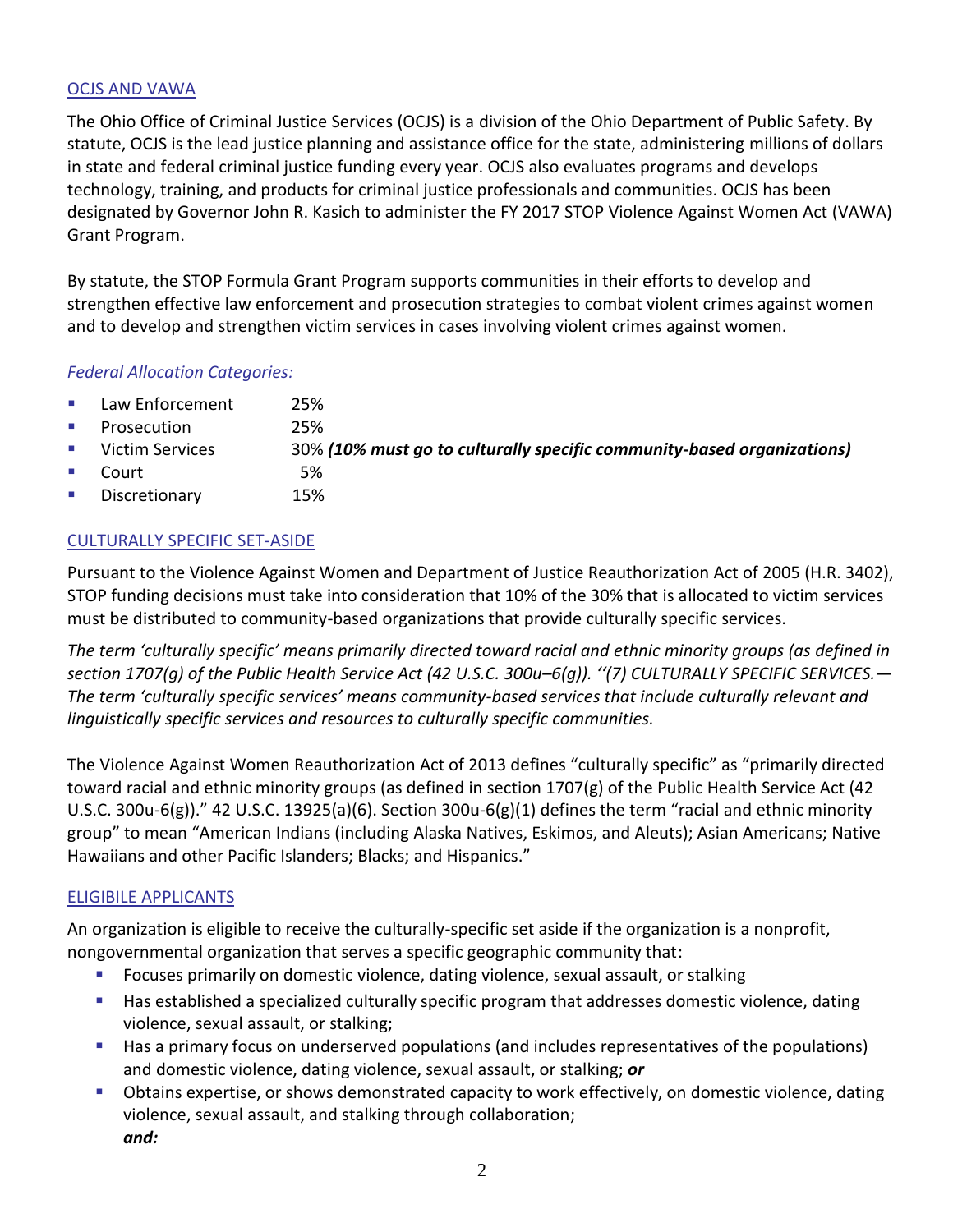## OCJS AND VAWA

The Ohio Office of Criminal Justice Services (OCJS) is a division of the Ohio Department of Public Safety. By statute, OCJS is the lead justice planning and assistance office for the state, administering millions of dollars in state and federal criminal justice funding every year. OCJS also evaluates programs and develops technology, training, and products for criminal justice professionals and communities. OCJS has been designated by Governor John R. Kasich to administer the FY 2017 STOP Violence Against Women Act (VAWA) Grant Program.

By statute, the STOP Formula Grant Program supports communities in their efforts to develop and strengthen effective law enforcement and prosecution strategies to combat violent crimes against women and to develop and strengthen victim services in cases involving violent crimes against women.

*Federal Allocation Categories:*

- Law Enforcement 25%
- Prosecution 25%
- Victim Services 30% ***(10% must go to culturally specific community-based organizations)***
- Court 5%
- Discretionary 15%

## CULTURALLY SPECIFIC SET-ASIDE

Pursuant to the Violence Against Women and Department of Justice Reauthorization Act of 2005 (H.R. 3402), STOP funding decisions must take into consideration that 10% of the 30% that is allocated to victim services must be distributed to community-based organizations that provide culturally specific services.

*The term 'culturally specific' means primarily directed toward racial and ethnic minority groups (as defined in section 1707(g) of the Public Health Service Act (42 U.S.C. 300u–6(g)). ''(7) CULTURALLY SPECIFIC SERVICES.—The term 'culturally specific services' means community-based services that include culturally relevant and linguistically specific services and resources to culturally specific communities.*

The Violence Against Women Reauthorization Act of 2013 defines "culturally specific" as "primarily directed toward racial and ethnic minority groups (as defined in section 1707(g) of the Public Health Service Act (42 U.S.C. 300u-6(g))." 42 U.S.C. 13925(a)(6). Section 300u-6(g)(1) defines the term "racial and ethnic minority group" to mean "American Indians (including Alaska Natives, Eskimos, and Aleuts); Asian Americans; Native Hawaiians and other Pacific Islanders; Blacks; and Hispanics."

## ELIGIBILE APPLICANTS

An organization is eligible to receive the culturally-specific set aside if the organization is a nonprofit, nongovernmental organization that serves a specific geographic community that:

- Focuses primarily on domestic violence, dating violence, sexual assault, or stalking
- Has established a specialized culturally specific program that addresses domestic violence, dating violence, sexual assault, or stalking;
- Has a primary focus on underserved populations (and includes representatives of the populations) and domestic violence, dating violence, sexual assault, or stalking; ***or***
- Obtains expertise, or shows demonstrated capacity to work effectively, on domestic violence, dating violence, sexual assault, and stalking through collaboration;
  ***and:***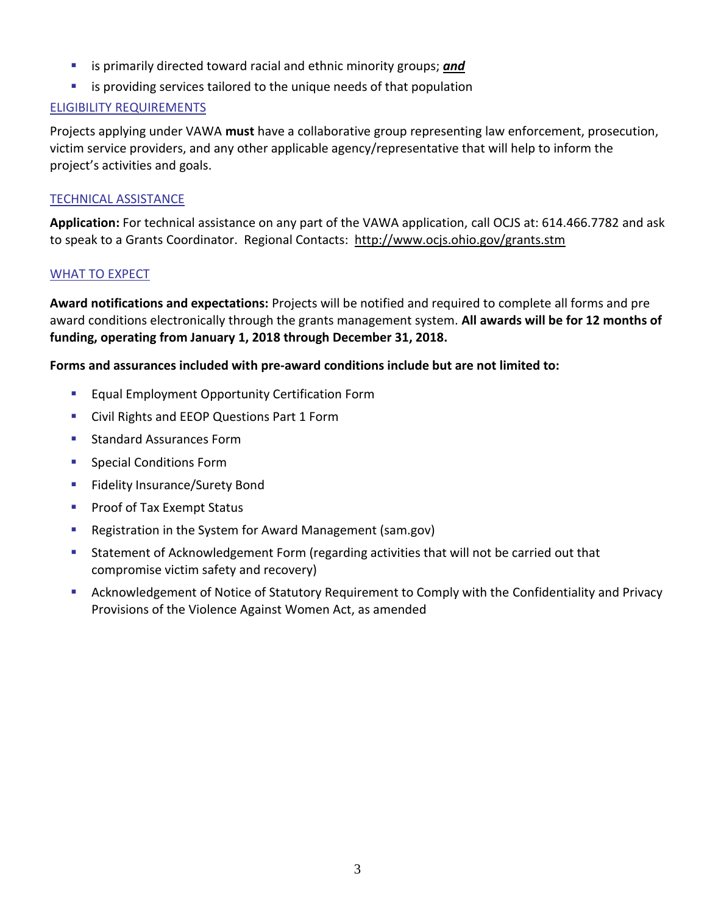- is primarily directed toward racial and ethnic minority groups; ***and***
- is providing services tailored to the unique needs of that population

## ELIGIBILITY REQUIREMENTS

Projects applying under VAWA **must** have a collaborative group representing law enforcement, prosecution, victim service providers, and any other applicable agency/representative that will help to inform the project's activities and goals.

## TECHNICAL ASSISTANCE

**Application:** For technical assistance on any part of the VAWA application, call OCJS at: 614.466.7782 and ask to speak to a Grants Coordinator. Regional Contacts: http://www.ocjs.ohio.gov/grants.stm

## WHAT TO EXPECT

**Award notifications and expectations:** Projects will be notified and required to complete all forms and pre award conditions electronically through the grants management system. **All awards will be for 12 months of funding, operating from January 1, 2018 through December 31, 2018.**

**Forms and assurances included with pre-award conditions include but are not limited to:**

- Equal Employment Opportunity Certification Form
- Civil Rights and EEOP Questions Part 1 Form
- Standard Assurances Form
- Special Conditions Form
- Fidelity Insurance/Surety Bond
- Proof of Tax Exempt Status
- Registration in the System for Award Management (sam.gov)
- Statement of Acknowledgement Form (regarding activities that will not be carried out that compromise victim safety and recovery)
- Acknowledgement of Notice of Statutory Requirement to Comply with the Confidentiality and Privacy Provisions of the Violence Against Women Act, as amended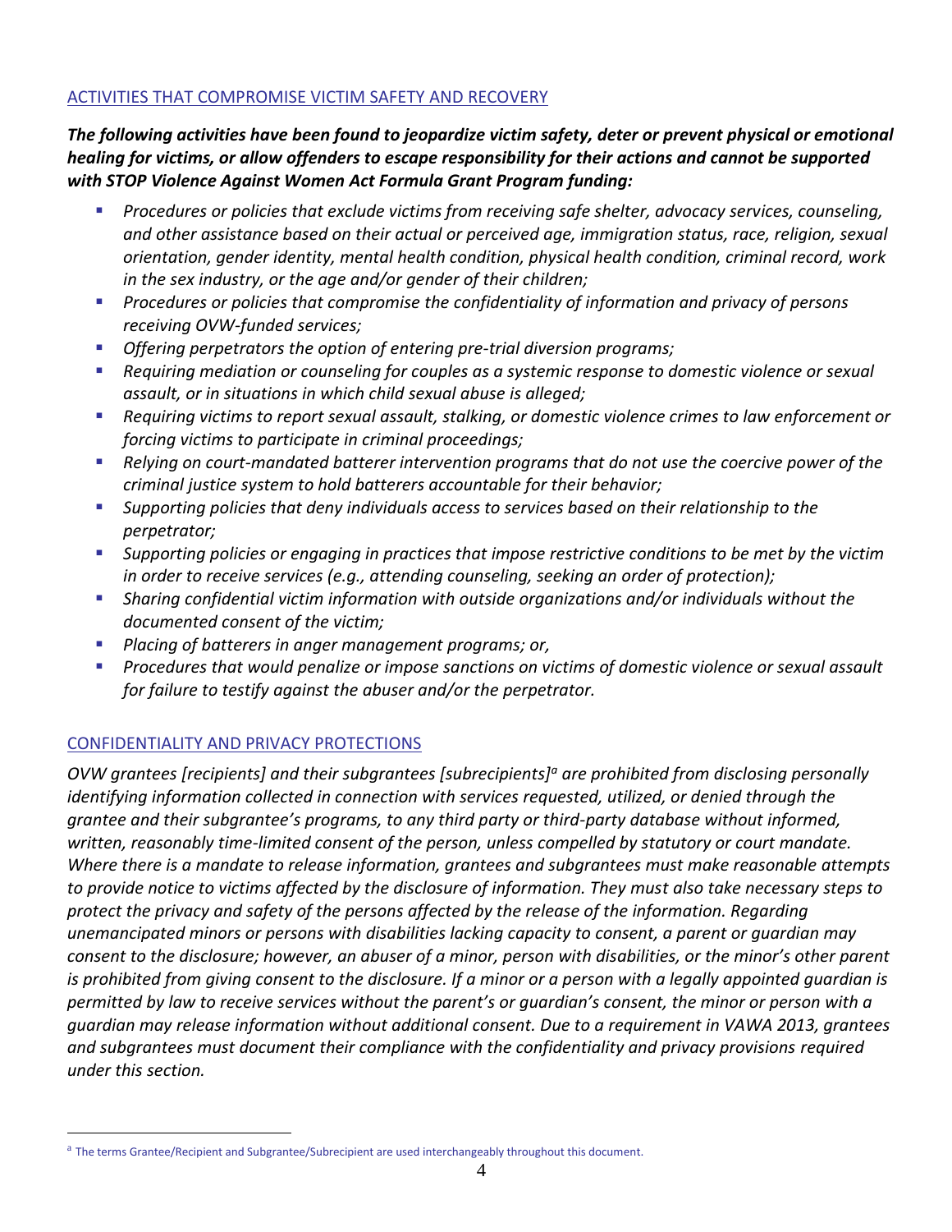## ACTIVITIES THAT COMPROMISE VICTIM SAFETY AND RECOVERY

***The following activities have been found to jeopardize victim safety, deter or prevent physical or emotional healing for victims, or allow offenders to escape responsibility for their actions and cannot be supported with STOP Violence Against Women Act Formula Grant Program funding:***

- *Procedures or policies that exclude victims from receiving safe shelter, advocacy services, counseling, and other assistance based on their actual or perceived age, immigration status, race, religion, sexual orientation, gender identity, mental health condition, physical health condition, criminal record, work in the sex industry, or the age and/or gender of their children;*
- *Procedures or policies that compromise the confidentiality of information and privacy of persons receiving OVW-funded services;*
- *Offering perpetrators the option of entering pre-trial diversion programs;*
- *Requiring mediation or counseling for couples as a systemic response to domestic violence or sexual assault, or in situations in which child sexual abuse is alleged;*
- *Requiring victims to report sexual assault, stalking, or domestic violence crimes to law enforcement or forcing victims to participate in criminal proceedings;*
- *Relying on court-mandated batterer intervention programs that do not use the coercive power of the criminal justice system to hold batterers accountable for their behavior;*
- *Supporting policies that deny individuals access to services based on their relationship to the perpetrator;*
- *Supporting policies or engaging in practices that impose restrictive conditions to be met by the victim in order to receive services (e.g., attending counseling, seeking an order of protection);*
- *Sharing confidential victim information with outside organizations and/or individuals without the documented consent of the victim;*
- *Placing of batterers in anger management programs; or,*
- *Procedures that would penalize or impose sanctions on victims of domestic violence or sexual assault for failure to testify against the abuser and/or the perpetrator.*

## CONFIDENTIALITY AND PRIVACY PROTECTIONS

*OVW grantees [recipients] and their subgrantees [subrecipients][a] are prohibited from disclosing personally identifying information collected in connection with services requested, utilized, or denied through the grantee and their subgrantee's programs, to any third party or third-party database without informed, written, reasonably time-limited consent of the person, unless compelled by statutory or court mandate. Where there is a mandate to release information, grantees and subgrantees must make reasonable attempts to provide notice to victims affected by the disclosure of information. They must also take necessary steps to protect the privacy and safety of the persons affected by the release of the information. Regarding unemancipated minors or persons with disabilities lacking capacity to consent, a parent or guardian may consent to the disclosure; however, an abuser of a minor, person with disabilities, or the minor's other parent is prohibited from giving consent to the disclosure. If a minor or a person with a legally appointed guardian is permitted by law to receive services without the parent's or guardian's consent, the minor or person with a guardian may release information without additional consent. Due to a requirement in VAWA 2013, grantees and subgrantees must document their compliance with the confidentiality and privacy provisions required under this section.*

---

[a] The terms Grantee/Recipient and Subgrantee/Subrecipient are used interchangeably throughout this document.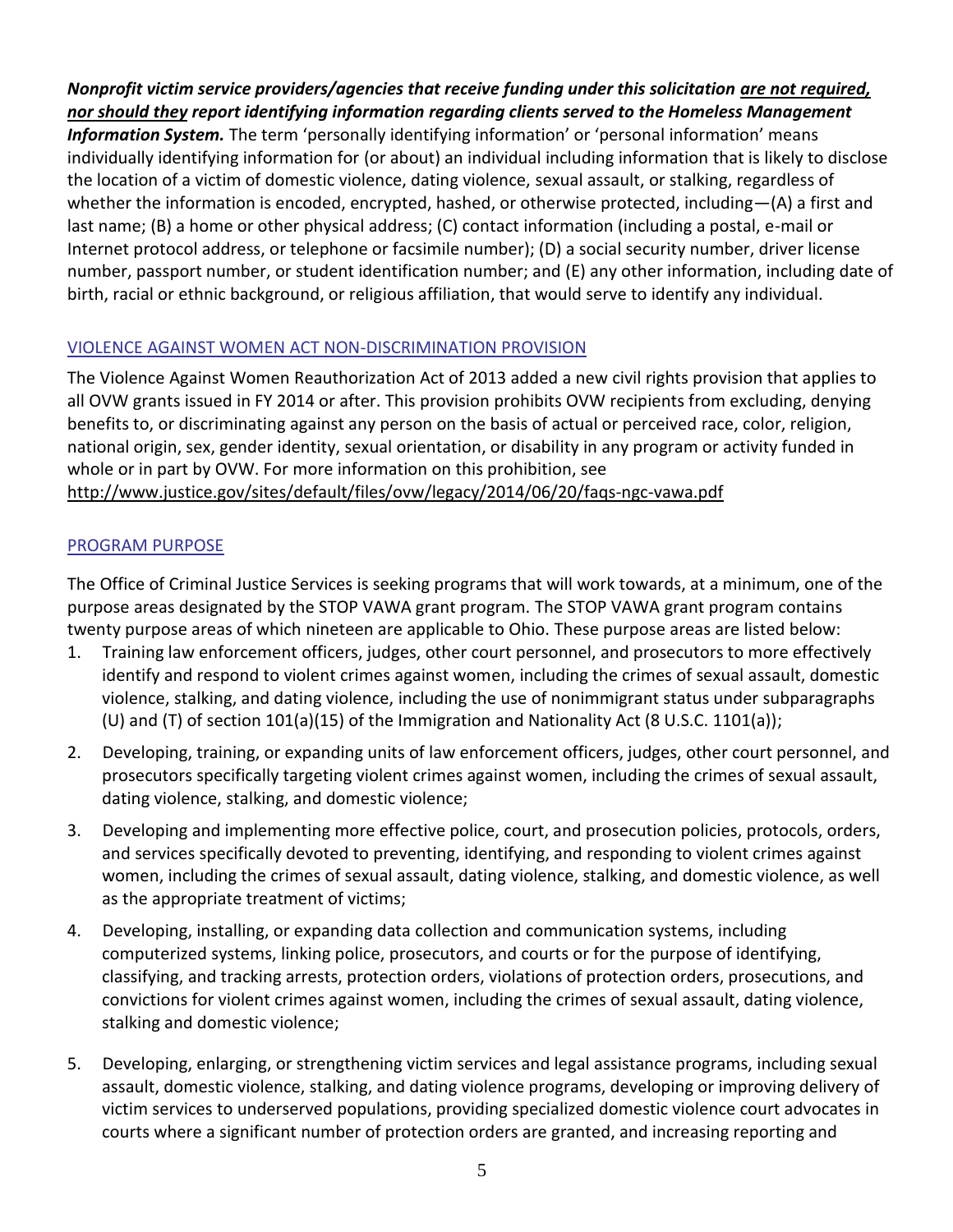***Nonprofit victim service providers/agencies that receive funding under this solicitation <u>are not required, nor should they</u> report identifying information regarding clients served to the Homeless Management Information System.*** The term 'personally identifying information' or 'personal information' means individually identifying information for (or about) an individual including information that is likely to disclose the location of a victim of domestic violence, dating violence, sexual assault, or stalking, regardless of whether the information is encoded, encrypted, hashed, or otherwise protected, including—(A) a first and last name; (B) a home or other physical address; (C) contact information (including a postal, e-mail or Internet protocol address, or telephone or facsimile number); (D) a social security number, driver license number, passport number, or student identification number; and (E) any other information, including date of birth, racial or ethnic background, or religious affiliation, that would serve to identify any individual.

## VIOLENCE AGAINST WOMEN ACT NON-DISCRIMINATION PROVISION

The Violence Against Women Reauthorization Act of 2013 added a new civil rights provision that applies to all OVW grants issued in FY 2014 or after. This provision prohibits OVW recipients from excluding, denying benefits to, or discriminating against any person on the basis of actual or perceived race, color, religion, national origin, sex, gender identity, sexual orientation, or disability in any program or activity funded in whole or in part by OVW. For more information on this prohibition, see http://www.justice.gov/sites/default/files/ovw/legacy/2014/06/20/faqs-ngc-vawa.pdf

## PROGRAM PURPOSE

The Office of Criminal Justice Services is seeking programs that will work towards, at a minimum, one of the purpose areas designated by the STOP VAWA grant program. The STOP VAWA grant program contains twenty purpose areas of which nineteen are applicable to Ohio. These purpose areas are listed below:

1. Training law enforcement officers, judges, other court personnel, and prosecutors to more effectively identify and respond to violent crimes against women, including the crimes of sexual assault, domestic violence, stalking, and dating violence, including the use of nonimmigrant status under subparagraphs (U) and (T) of section 101(a)(15) of the Immigration and Nationality Act (8 U.S.C. 1101(a));
2. Developing, training, or expanding units of law enforcement officers, judges, other court personnel, and prosecutors specifically targeting violent crimes against women, including the crimes of sexual assault, dating violence, stalking, and domestic violence;
3. Developing and implementing more effective police, court, and prosecution policies, protocols, orders, and services specifically devoted to preventing, identifying, and responding to violent crimes against women, including the crimes of sexual assault, dating violence, stalking, and domestic violence, as well as the appropriate treatment of victims;
4. Developing, installing, or expanding data collection and communication systems, including computerized systems, linking police, prosecutors, and courts or for the purpose of identifying, classifying, and tracking arrests, protection orders, violations of protection orders, prosecutions, and convictions for violent crimes against women, including the crimes of sexual assault, dating violence, stalking and domestic violence;
5. Developing, enlarging, or strengthening victim services and legal assistance programs, including sexual assault, domestic violence, stalking, and dating violence programs, developing or improving delivery of victim services to underserved populations, providing specialized domestic violence court advocates in courts where a significant number of protection orders are granted, and increasing reporting and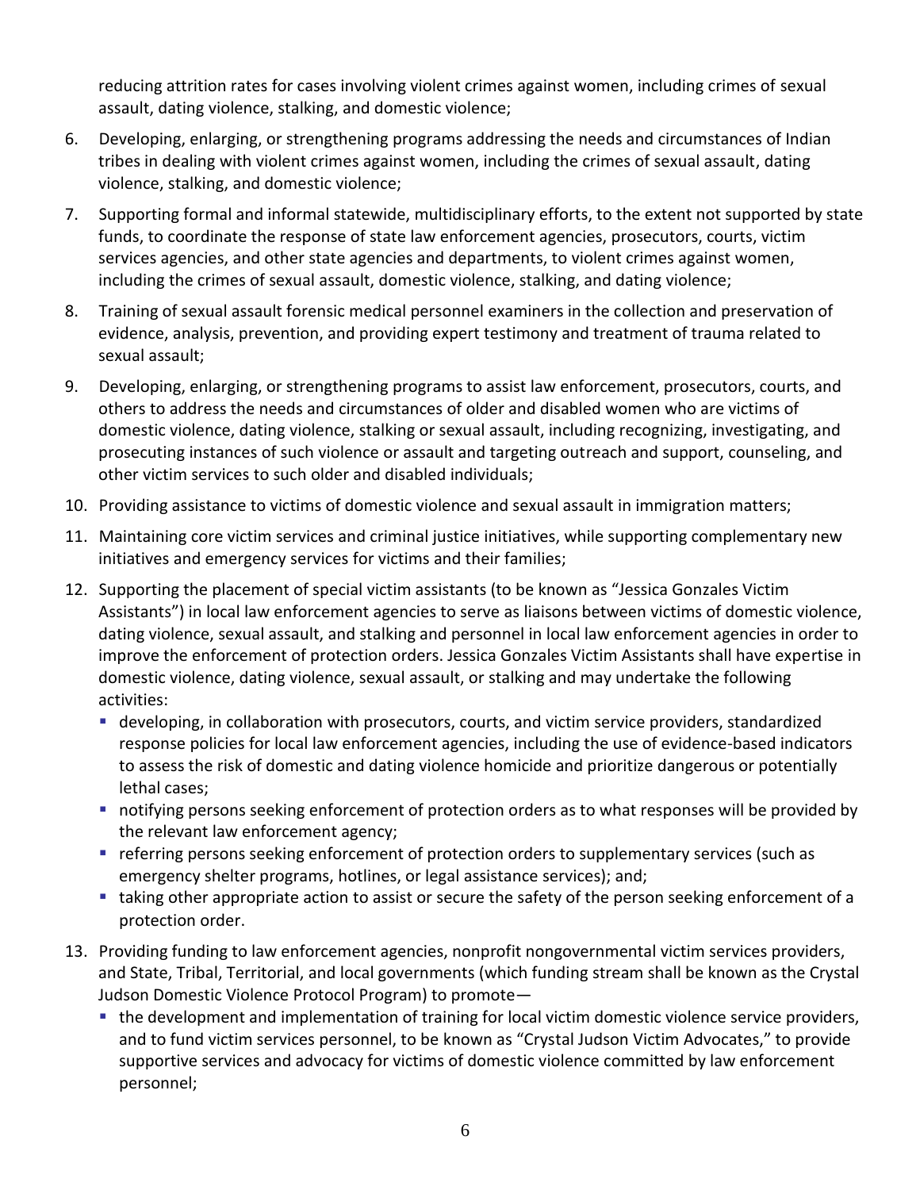reducing attrition rates for cases involving violent crimes against women, including crimes of sexual assault, dating violence, stalking, and domestic violence;

6. Developing, enlarging, or strengthening programs addressing the needs and circumstances of Indian tribes in dealing with violent crimes against women, including the crimes of sexual assault, dating violence, stalking, and domestic violence;
7. Supporting formal and informal statewide, multidisciplinary efforts, to the extent not supported by state funds, to coordinate the response of state law enforcement agencies, prosecutors, courts, victim services agencies, and other state agencies and departments, to violent crimes against women, including the crimes of sexual assault, domestic violence, stalking, and dating violence;
8. Training of sexual assault forensic medical personnel examiners in the collection and preservation of evidence, analysis, prevention, and providing expert testimony and treatment of trauma related to sexual assault;
9. Developing, enlarging, or strengthening programs to assist law enforcement, prosecutors, courts, and others to address the needs and circumstances of older and disabled women who are victims of domestic violence, dating violence, stalking or sexual assault, including recognizing, investigating, and prosecuting instances of such violence or assault and targeting outreach and support, counseling, and other victim services to such older and disabled individuals;
10. Providing assistance to victims of domestic violence and sexual assault in immigration matters;
11. Maintaining core victim services and criminal justice initiatives, while supporting complementary new initiatives and emergency services for victims and their families;
12. Supporting the placement of special victim assistants (to be known as "Jessica Gonzales Victim Assistants") in local law enforcement agencies to serve as liaisons between victims of domestic violence, dating violence, sexual assault, and stalking and personnel in local law enforcement agencies in order to improve the enforcement of protection orders. Jessica Gonzales Victim Assistants shall have expertise in domestic violence, dating violence, sexual assault, or stalking and may undertake the following activities:
    - developing, in collaboration with prosecutors, courts, and victim service providers, standardized response policies for local law enforcement agencies, including the use of evidence-based indicators to assess the risk of domestic and dating violence homicide and prioritize dangerous or potentially lethal cases;
    - notifying persons seeking enforcement of protection orders as to what responses will be provided by the relevant law enforcement agency;
    - referring persons seeking enforcement of protection orders to supplementary services (such as emergency shelter programs, hotlines, or legal assistance services); and;
    - taking other appropriate action to assist or secure the safety of the person seeking enforcement of a protection order.
13. Providing funding to law enforcement agencies, nonprofit nongovernmental victim services providers, and State, Tribal, Territorial, and local governments (which funding stream shall be known as the Crystal Judson Domestic Violence Protocol Program) to promote—
    - the development and implementation of training for local victim domestic violence service providers, and to fund victim services personnel, to be known as "Crystal Judson Victim Advocates," to provide supportive services and advocacy for victims of domestic violence committed by law enforcement personnel;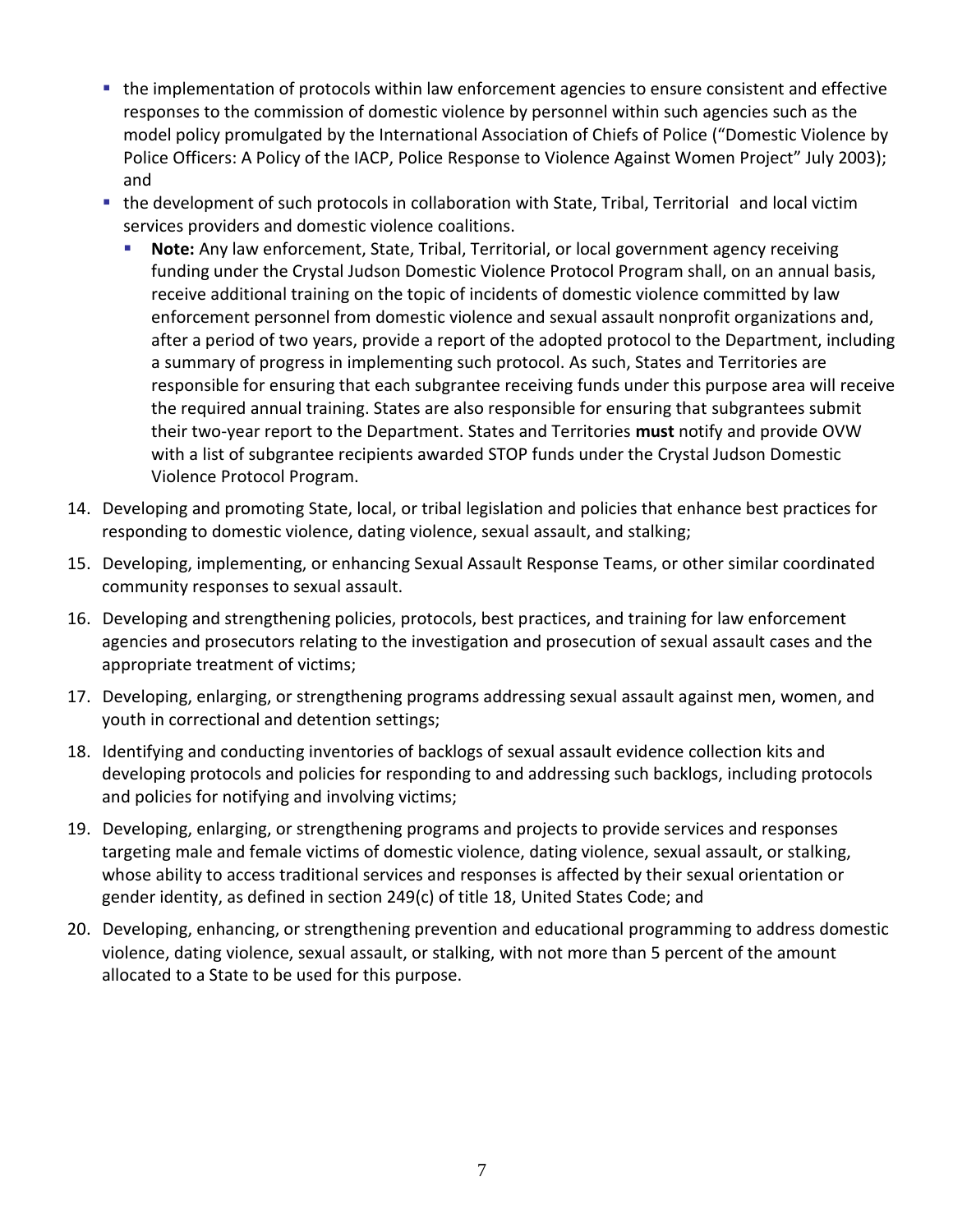- the implementation of protocols within law enforcement agencies to ensure consistent and effective responses to the commission of domestic violence by personnel within such agencies such as the model policy promulgated by the International Association of Chiefs of Police ("Domestic Violence by Police Officers: A Policy of the IACP, Police Response to Violence Against Women Project" July 2003); and
- the development of such protocols in collaboration with State, Tribal, Territorial and local victim services providers and domestic violence coalitions.
  - **Note:** Any law enforcement, State, Tribal, Territorial, or local government agency receiving funding under the Crystal Judson Domestic Violence Protocol Program shall, on an annual basis, receive additional training on the topic of incidents of domestic violence committed by law enforcement personnel from domestic violence and sexual assault nonprofit organizations and, after a period of two years, provide a report of the adopted protocol to the Department, including a summary of progress in implementing such protocol. As such, States and Territories are responsible for ensuring that each subgrantee receiving funds under this purpose area will receive the required annual training. States are also responsible for ensuring that subgrantees submit their two-year report to the Department. States and Territories **must** notify and provide OVW with a list of subgrantee recipients awarded STOP funds under the Crystal Judson Domestic Violence Protocol Program.

14. Developing and promoting State, local, or tribal legislation and policies that enhance best practices for responding to domestic violence, dating violence, sexual assault, and stalking;
15. Developing, implementing, or enhancing Sexual Assault Response Teams, or other similar coordinated community responses to sexual assault.
16. Developing and strengthening policies, protocols, best practices, and training for law enforcement agencies and prosecutors relating to the investigation and prosecution of sexual assault cases and the appropriate treatment of victims;
17. Developing, enlarging, or strengthening programs addressing sexual assault against men, women, and youth in correctional and detention settings;
18. Identifying and conducting inventories of backlogs of sexual assault evidence collection kits and developing protocols and policies for responding to and addressing such backlogs, including protocols and policies for notifying and involving victims;
19. Developing, enlarging, or strengthening programs and projects to provide services and responses targeting male and female victims of domestic violence, dating violence, sexual assault, or stalking, whose ability to access traditional services and responses is affected by their sexual orientation or gender identity, as defined in section 249(c) of title 18, United States Code; and
20. Developing, enhancing, or strengthening prevention and educational programming to address domestic violence, dating violence, sexual assault, or stalking, with not more than 5 percent of the amount allocated to a State to be used for this purpose.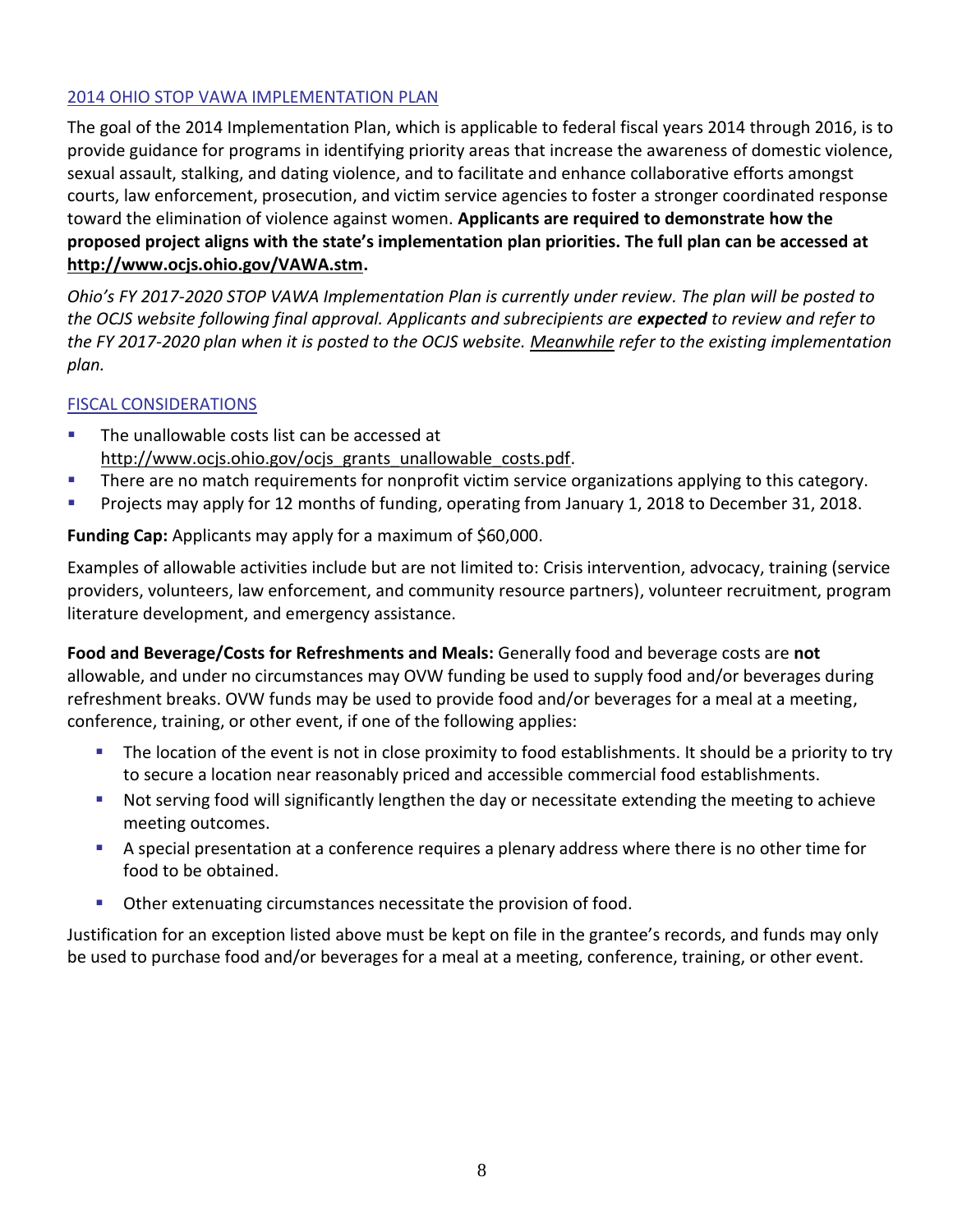## 2014 OHIO STOP VAWA IMPLEMENTATION PLAN

The goal of the 2014 Implementation Plan, which is applicable to federal fiscal years 2014 through 2016, is to provide guidance for programs in identifying priority areas that increase the awareness of domestic violence, sexual assault, stalking, and dating violence, and to facilitate and enhance collaborative efforts amongst courts, law enforcement, prosecution, and victim service agencies to foster a stronger coordinated response toward the elimination of violence against women. **Applicants are required to demonstrate how the proposed project aligns with the state's implementation plan priorities. The full plan can be accessed at http://www.ocjs.ohio.gov/VAWA.stm.**

*Ohio's FY 2017-2020 STOP VAWA Implementation Plan is currently under review. The plan will be posted to the OCJS website following final approval. Applicants and subrecipients are* ***expected*** *to review and refer to the FY 2017-2020 plan when it is posted to the OCJS website. Meanwhile refer to the existing implementation plan.*

## FISCAL CONSIDERATIONS

- The unallowable costs list can be accessed at http://www.ocjs.ohio.gov/ocjs_grants_unallowable_costs.pdf.
- There are no match requirements for nonprofit victim service organizations applying to this category.
- Projects may apply for 12 months of funding, operating from January 1, 2018 to December 31, 2018.

**Funding Cap:** Applicants may apply for a maximum of $60,000.

Examples of allowable activities include but are not limited to: Crisis intervention, advocacy, training (service providers, volunteers, law enforcement, and community resource partners), volunteer recruitment, program literature development, and emergency assistance.

**Food and Beverage/Costs for Refreshments and Meals:** Generally food and beverage costs are **not** allowable, and under no circumstances may OVW funding be used to supply food and/or beverages during refreshment breaks. OVW funds may be used to provide food and/or beverages for a meal at a meeting, conference, training, or other event, if one of the following applies:

- The location of the event is not in close proximity to food establishments. It should be a priority to try to secure a location near reasonably priced and accessible commercial food establishments.
- Not serving food will significantly lengthen the day or necessitate extending the meeting to achieve meeting outcomes.
- A special presentation at a conference requires a plenary address where there is no other time for food to be obtained.
- Other extenuating circumstances necessitate the provision of food.

Justification for an exception listed above must be kept on file in the grantee's records, and funds may only be used to purchase food and/or beverages for a meal at a meeting, conference, training, or other event.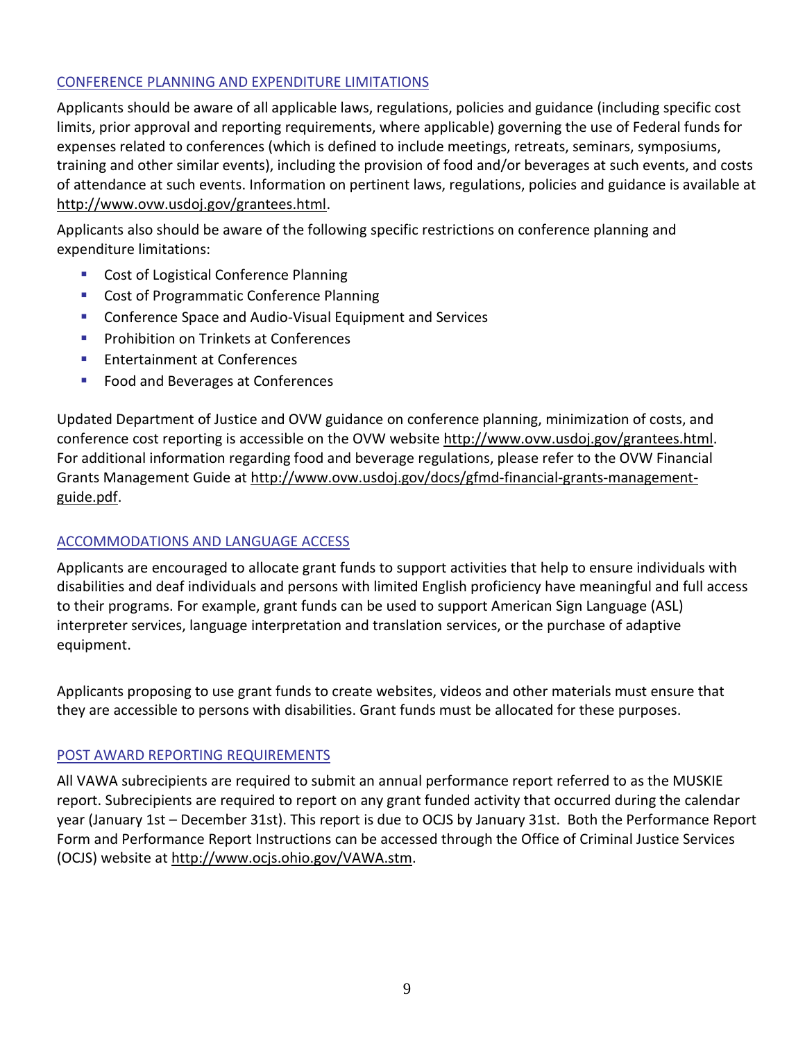## CONFERENCE PLANNING AND EXPENDITURE LIMITATIONS

Applicants should be aware of all applicable laws, regulations, policies and guidance (including specific cost limits, prior approval and reporting requirements, where applicable) governing the use of Federal funds for expenses related to conferences (which is defined to include meetings, retreats, seminars, symposiums, training and other similar events), including the provision of food and/or beverages at such events, and costs of attendance at such events. Information on pertinent laws, regulations, policies and guidance is available at http://www.ovw.usdoj.gov/grantees.html.

Applicants also should be aware of the following specific restrictions on conference planning and expenditure limitations:

- Cost of Logistical Conference Planning
- Cost of Programmatic Conference Planning
- Conference Space and Audio-Visual Equipment and Services
- Prohibition on Trinkets at Conferences
- Entertainment at Conferences
- Food and Beverages at Conferences

Updated Department of Justice and OVW guidance on conference planning, minimization of costs, and conference cost reporting is accessible on the OVW website http://www.ovw.usdoj.gov/grantees.html. For additional information regarding food and beverage regulations, please refer to the OVW Financial Grants Management Guide at http://www.ovw.usdoj.gov/docs/gfmd-financial-grants-management-guide.pdf.

## ACCOMMODATIONS AND LANGUAGE ACCESS

Applicants are encouraged to allocate grant funds to support activities that help to ensure individuals with disabilities and deaf individuals and persons with limited English proficiency have meaningful and full access to their programs. For example, grant funds can be used to support American Sign Language (ASL) interpreter services, language interpretation and translation services, or the purchase of adaptive equipment.

Applicants proposing to use grant funds to create websites, videos and other materials must ensure that they are accessible to persons with disabilities. Grant funds must be allocated for these purposes.

## POST AWARD REPORTING REQUIREMENTS

All VAWA subrecipients are required to submit an annual performance report referred to as the MUSKIE report. Subrecipients are required to report on any grant funded activity that occurred during the calendar year (January 1st – December 31st). This report is due to OCJS by January 31st. Both the Performance Report Form and Performance Report Instructions can be accessed through the Office of Criminal Justice Services (OCJS) website at http://www.ocjs.ohio.gov/VAWA.stm.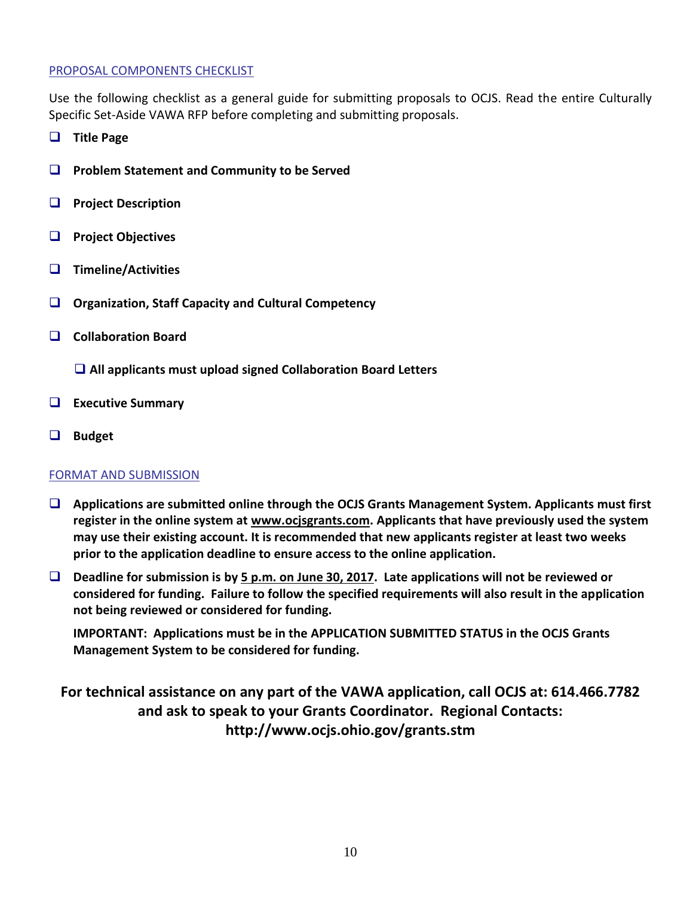## PROPOSAL COMPONENTS CHECKLIST

Use the following checklist as a general guide for submitting proposals to OCJS. Read the entire Culturally Specific Set-Aside VAWA RFP before completing and submitting proposals.

- ❑ **Title Page**
- ❑ **Problem Statement and Community to be Served**
- ❑ **Project Description**
- ❑ **Project Objectives**
- ❑ **Timeline/Activities**
- ❑ **Organization, Staff Capacity and Cultural Competency**
- ❑ **Collaboration Board**
  - ❑ **All applicants must upload signed Collaboration Board Letters**
- ❑ **Executive Summary**
- ❑ **Budget**

## FORMAT AND SUBMISSION

- ❑ **Applications are submitted online through the OCJS Grants Management System. Applicants must first register in the online system at www.ocjsgrants.com. Applicants that have previously used the system may use their existing account. It is recommended that new applicants register at least two weeks prior to the application deadline to ensure access to the online application.**
- ❑ **Deadline for submission is by 5 p.m. on June 30, 2017. Late applications will not be reviewed or considered for funding. Failure to follow the specified requirements will also result in the application not being reviewed or considered for funding.**

  **IMPORTANT: Applications must be in the APPLICATION SUBMITTED STATUS in the OCJS Grants Management System to be considered for funding.**

**For technical assistance on any part of the VAWA application, call OCJS at: 614.466.7782 and ask to speak to your Grants Coordinator. Regional Contacts: http://www.ocjs.ohio.gov/grants.stm**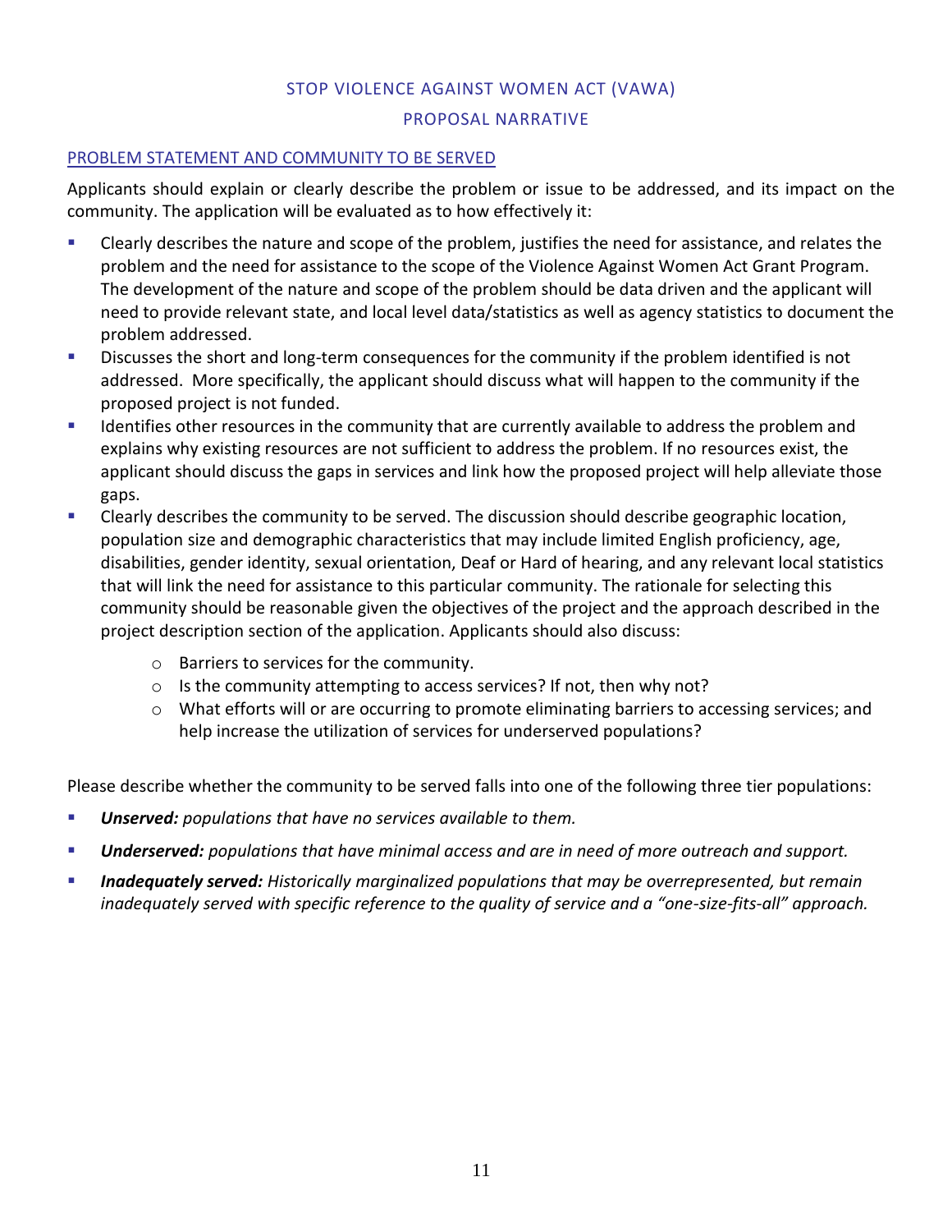## STOP VIOLENCE AGAINST WOMEN ACT (VAWA)

## PROPOSAL NARRATIVE

### PROBLEM STATEMENT AND COMMUNITY TO BE SERVED

Applicants should explain or clearly describe the problem or issue to be addressed, and its impact on the community. The application will be evaluated as to how effectively it:

- Clearly describes the nature and scope of the problem, justifies the need for assistance, and relates the problem and the need for assistance to the scope of the Violence Against Women Act Grant Program. The development of the nature and scope of the problem should be data driven and the applicant will need to provide relevant state, and local level data/statistics as well as agency statistics to document the problem addressed.
- Discusses the short and long-term consequences for the community if the problem identified is not addressed. More specifically, the applicant should discuss what will happen to the community if the proposed project is not funded.
- Identifies other resources in the community that are currently available to address the problem and explains why existing resources are not sufficient to address the problem. If no resources exist, the applicant should discuss the gaps in services and link how the proposed project will help alleviate those gaps.
- Clearly describes the community to be served. The discussion should describe geographic location, population size and demographic characteristics that may include limited English proficiency, age, disabilities, gender identity, sexual orientation, Deaf or Hard of hearing, and any relevant local statistics that will link the need for assistance to this particular community. The rationale for selecting this community should be reasonable given the objectives of the project and the approach described in the project description section of the application. Applicants should also discuss:
    - Barriers to services for the community.
    - Is the community attempting to access services? If not, then why not?
    - What efforts will or are occurring to promote eliminating barriers to accessing services; and help increase the utilization of services for underserved populations?

Please describe whether the community to be served falls into one of the following three tier populations:

- ***Unserved:*** *populations that have no services available to them.*
- ***Underserved:*** *populations that have minimal access and are in need of more outreach and support.*
- ***Inadequately served:*** *Historically marginalized populations that may be overrepresented, but remain inadequately served with specific reference to the quality of service and a "one-size-fits-all" approach.*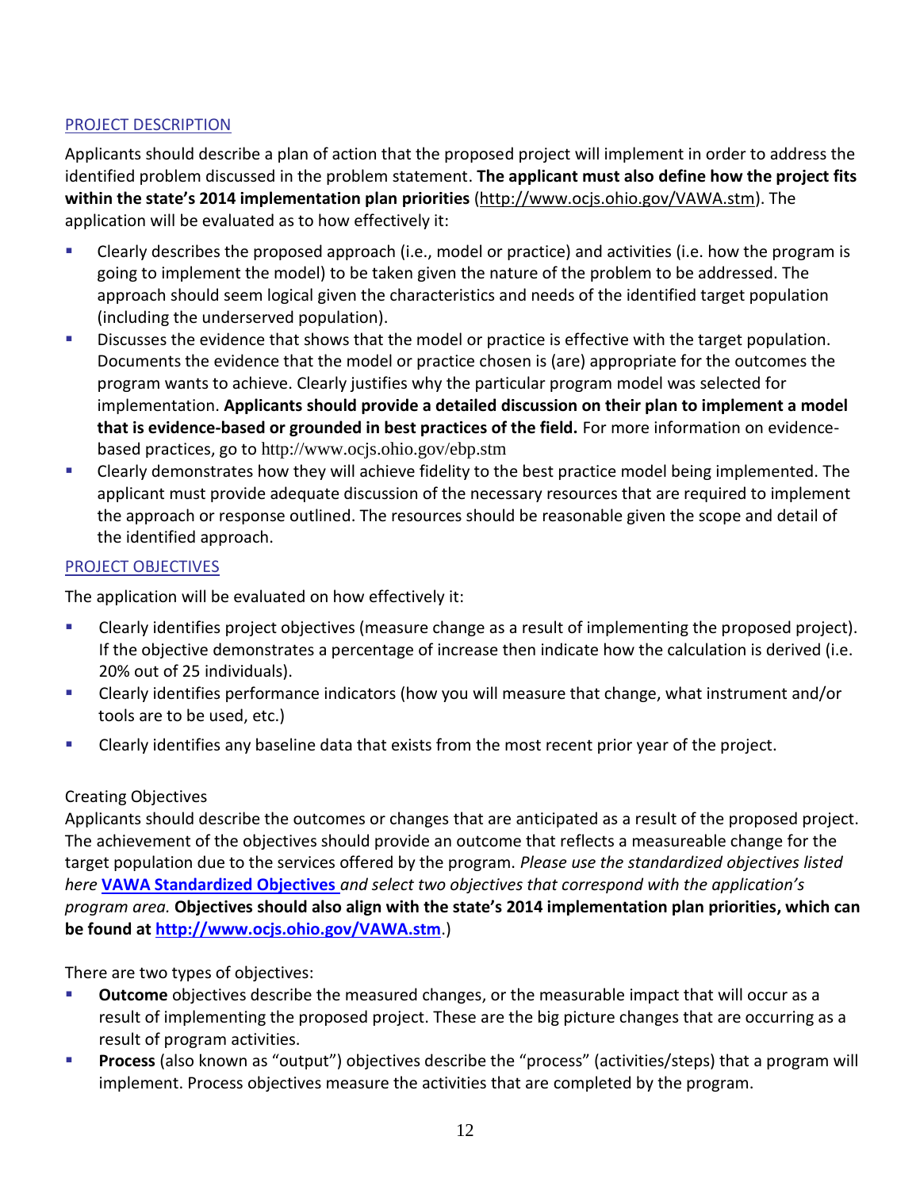## PROJECT DESCRIPTION

Applicants should describe a plan of action that the proposed project will implement in order to address the identified problem discussed in the problem statement. **The applicant must also define how the project fits within the state's 2014 implementation plan priorities** (http://www.ocjs.ohio.gov/VAWA.stm). The application will be evaluated as to how effectively it:

- Clearly describes the proposed approach (i.e., model or practice) and activities (i.e. how the program is going to implement the model) to be taken given the nature of the problem to be addressed. The approach should seem logical given the characteristics and needs of the identified target population (including the underserved population).
- Discusses the evidence that shows that the model or practice is effective with the target population. Documents the evidence that the model or practice chosen is (are) appropriate for the outcomes the program wants to achieve. Clearly justifies why the particular program model was selected for implementation. **Applicants should provide a detailed discussion on their plan to implement a model that is evidence-based or grounded in best practices of the field.** For more information on evidence-based practices, go to http://www.ocjs.ohio.gov/ebp.stm
- Clearly demonstrates how they will achieve fidelity to the best practice model being implemented. The applicant must provide adequate discussion of the necessary resources that are required to implement the approach or response outlined. The resources should be reasonable given the scope and detail of the identified approach.

## PROJECT OBJECTIVES

The application will be evaluated on how effectively it:

- Clearly identifies project objectives (measure change as a result of implementing the proposed project). If the objective demonstrates a percentage of increase then indicate how the calculation is derived (i.e. 20% out of 25 individuals).
- Clearly identifies performance indicators (how you will measure that change, what instrument and/or tools are to be used, etc.)
- Clearly identifies any baseline data that exists from the most recent prior year of the project.

Creating Objectives

Applicants should describe the outcomes or changes that are anticipated as a result of the proposed project. The achievement of the objectives should provide an outcome that reflects a measureable change for the target population due to the services offered by the program. *Please use the standardized objectives listed here* **VAWA Standardized Objectives** *and select two objectives that correspond with the application's program area.* **Objectives should also align with the state's 2014 implementation plan priorities, which can be found at http://www.ocjs.ohio.gov/VAWA.stm**.)

There are two types of objectives:

- **Outcome** objectives describe the measured changes, or the measurable impact that will occur as a result of implementing the proposed project. These are the big picture changes that are occurring as a result of program activities.
- **Process** (also known as "output") objectives describe the "process" (activities/steps) that a program will implement. Process objectives measure the activities that are completed by the program.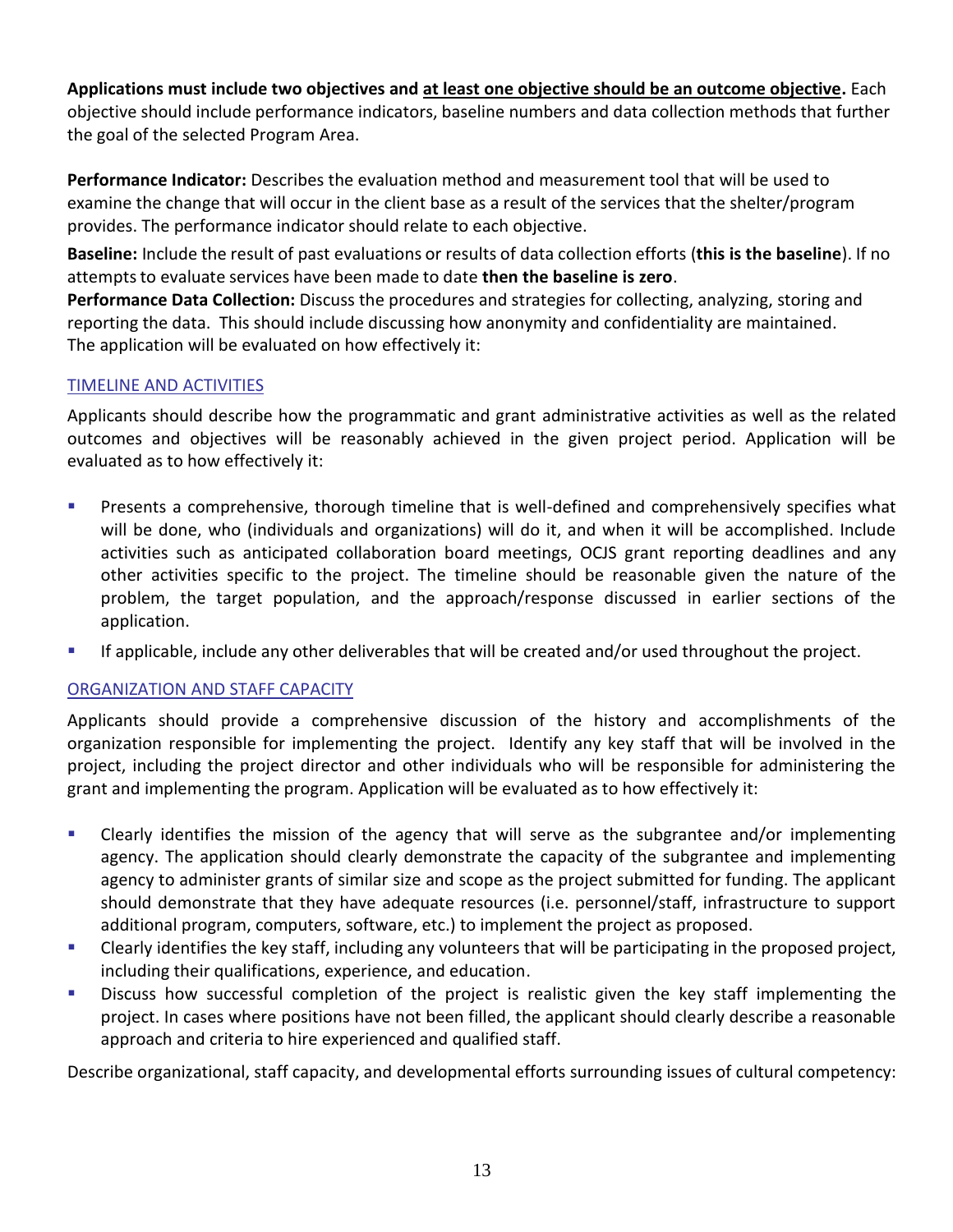**Applications must include two objectives and <u>at least one objective should be an outcome objective</u>.** Each objective should include performance indicators, baseline numbers and data collection methods that further the goal of the selected Program Area.

**Performance Indicator:** Describes the evaluation method and measurement tool that will be used to examine the change that will occur in the client base as a result of the services that the shelter/program provides. The performance indicator should relate to each objective.

**Baseline:** Include the result of past evaluations or results of data collection efforts (**this is the baseline**). If no attempts to evaluate services have been made to date **then the baseline is zero**.

**Performance Data Collection:** Discuss the procedures and strategies for collecting, analyzing, storing and reporting the data. This should include discussing how anonymity and confidentiality are maintained.

The application will be evaluated on how effectively it:

## TIMELINE AND ACTIVITIES

Applicants should describe how the programmatic and grant administrative activities as well as the related outcomes and objectives will be reasonably achieved in the given project period. Application will be evaluated as to how effectively it:

- Presents a comprehensive, thorough timeline that is well-defined and comprehensively specifies what will be done, who (individuals and organizations) will do it, and when it will be accomplished. Include activities such as anticipated collaboration board meetings, OCJS grant reporting deadlines and any other activities specific to the project. The timeline should be reasonable given the nature of the problem, the target population, and the approach/response discussed in earlier sections of the application.
- If applicable, include any other deliverables that will be created and/or used throughout the project.

## ORGANIZATION AND STAFF CAPACITY

Applicants should provide a comprehensive discussion of the history and accomplishments of the organization responsible for implementing the project. Identify any key staff that will be involved in the project, including the project director and other individuals who will be responsible for administering the grant and implementing the program. Application will be evaluated as to how effectively it:

- Clearly identifies the mission of the agency that will serve as the subgrantee and/or implementing agency. The application should clearly demonstrate the capacity of the subgrantee and implementing agency to administer grants of similar size and scope as the project submitted for funding. The applicant should demonstrate that they have adequate resources (i.e. personnel/staff, infrastructure to support additional program, computers, software, etc.) to implement the project as proposed.
- Clearly identifies the key staff, including any volunteers that will be participating in the proposed project, including their qualifications, experience, and education.
- Discuss how successful completion of the project is realistic given the key staff implementing the project. In cases where positions have not been filled, the applicant should clearly describe a reasonable approach and criteria to hire experienced and qualified staff.

Describe organizational, staff capacity, and developmental efforts surrounding issues of cultural competency: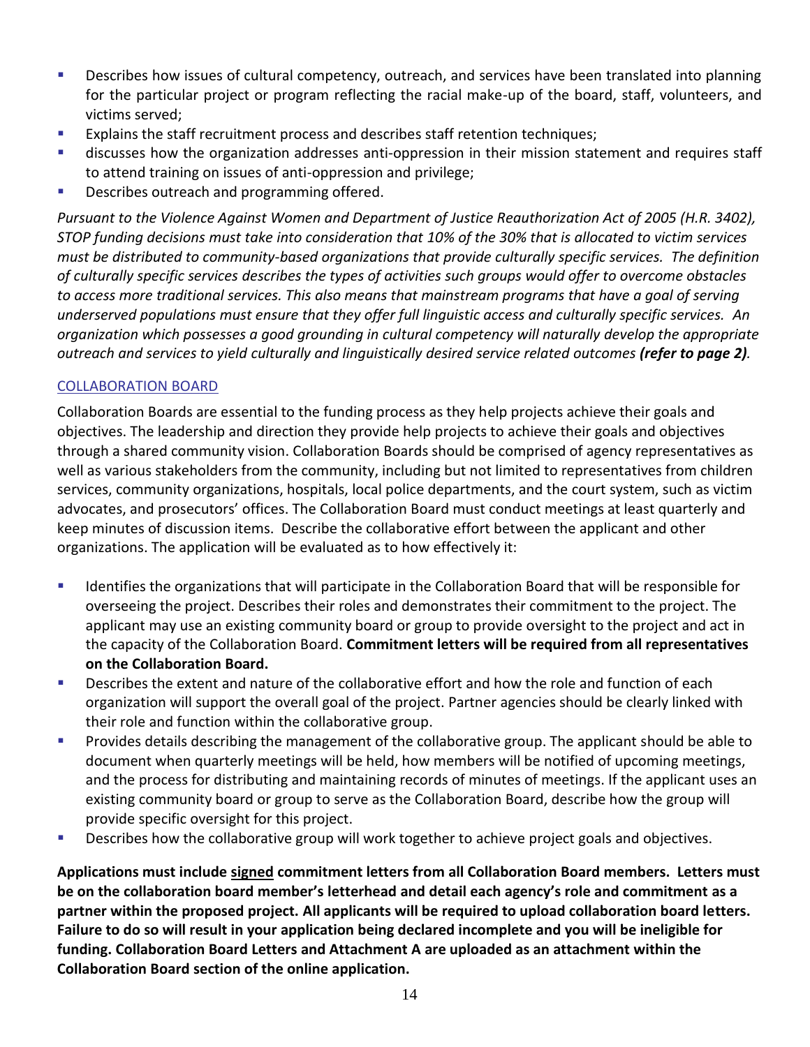- Describes how issues of cultural competency, outreach, and services have been translated into planning for the particular project or program reflecting the racial make-up of the board, staff, volunteers, and victims served;
- Explains the staff recruitment process and describes staff retention techniques;
- discusses how the organization addresses anti-oppression in their mission statement and requires staff to attend training on issues of anti-oppression and privilege;
- Describes outreach and programming offered.

*Pursuant to the Violence Against Women and Department of Justice Reauthorization Act of 2005 (H.R. 3402), STOP funding decisions must take into consideration that 10% of the 30% that is allocated to victim services must be distributed to community-based organizations that provide culturally specific services. The definition of culturally specific services describes the types of activities such groups would offer to overcome obstacles to access more traditional services. This also means that mainstream programs that have a goal of serving underserved populations must ensure that they offer full linguistic access and culturally specific services. An organization which possesses a good grounding in cultural competency will naturally develop the appropriate outreach and services to yield culturally and linguistically desired service related outcomes* ***(refer to page 2)****.*

## COLLABORATION BOARD

Collaboration Boards are essential to the funding process as they help projects achieve their goals and objectives. The leadership and direction they provide help projects to achieve their goals and objectives through a shared community vision. Collaboration Boards should be comprised of agency representatives as well as various stakeholders from the community, including but not limited to representatives from children services, community organizations, hospitals, local police departments, and the court system, such as victim advocates, and prosecutors' offices. The Collaboration Board must conduct meetings at least quarterly and keep minutes of discussion items. Describe the collaborative effort between the applicant and other organizations. The application will be evaluated as to how effectively it:

- Identifies the organizations that will participate in the Collaboration Board that will be responsible for overseeing the project. Describes their roles and demonstrates their commitment to the project. The applicant may use an existing community board or group to provide oversight to the project and act in the capacity of the Collaboration Board. **Commitment letters will be required from all representatives on the Collaboration Board.**
- Describes the extent and nature of the collaborative effort and how the role and function of each organization will support the overall goal of the project. Partner agencies should be clearly linked with their role and function within the collaborative group.
- Provides details describing the management of the collaborative group. The applicant should be able to document when quarterly meetings will be held, how members will be notified of upcoming meetings, and the process for distributing and maintaining records of minutes of meetings. If the applicant uses an existing community board or group to serve as the Collaboration Board, describe how the group will provide specific oversight for this project.
- Describes how the collaborative group will work together to achieve project goals and objectives.

**Applications must include signed commitment letters from all Collaboration Board members. Letters must be on the collaboration board member's letterhead and detail each agency's role and commitment as a partner within the proposed project. All applicants will be required to upload collaboration board letters. Failure to do so will result in your application being declared incomplete and you will be ineligible for funding. Collaboration Board Letters and Attachment A are uploaded as an attachment within the Collaboration Board section of the online application.**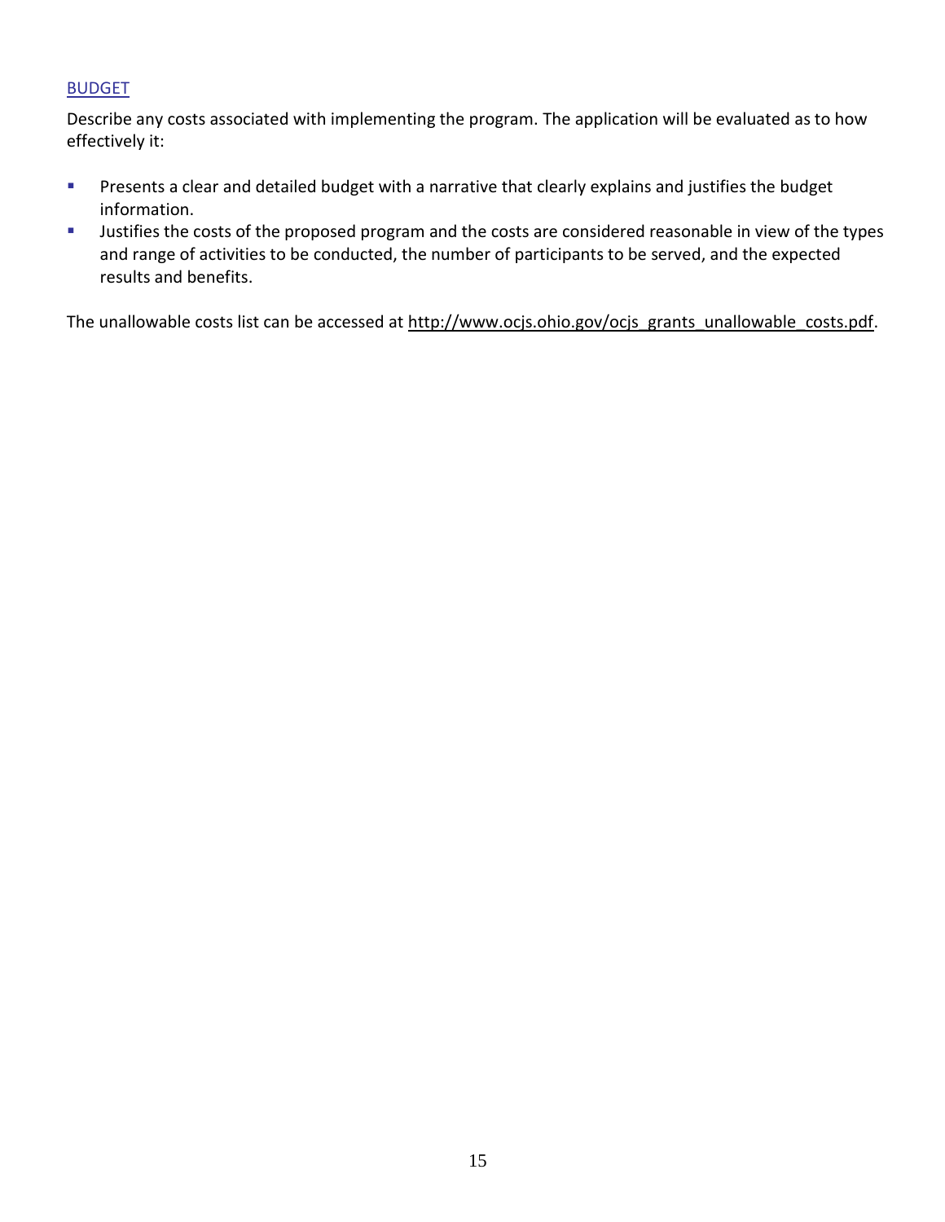## BUDGET

Describe any costs associated with implementing the program. The application will be evaluated as to how effectively it:

- Presents a clear and detailed budget with a narrative that clearly explains and justifies the budget information.
- Justifies the costs of the proposed program and the costs are considered reasonable in view of the types and range of activities to be conducted, the number of participants to be served, and the expected results and benefits.

The unallowable costs list can be accessed at http://www.ocjs.ohio.gov/ocjs_grants_unallowable_costs.pdf.